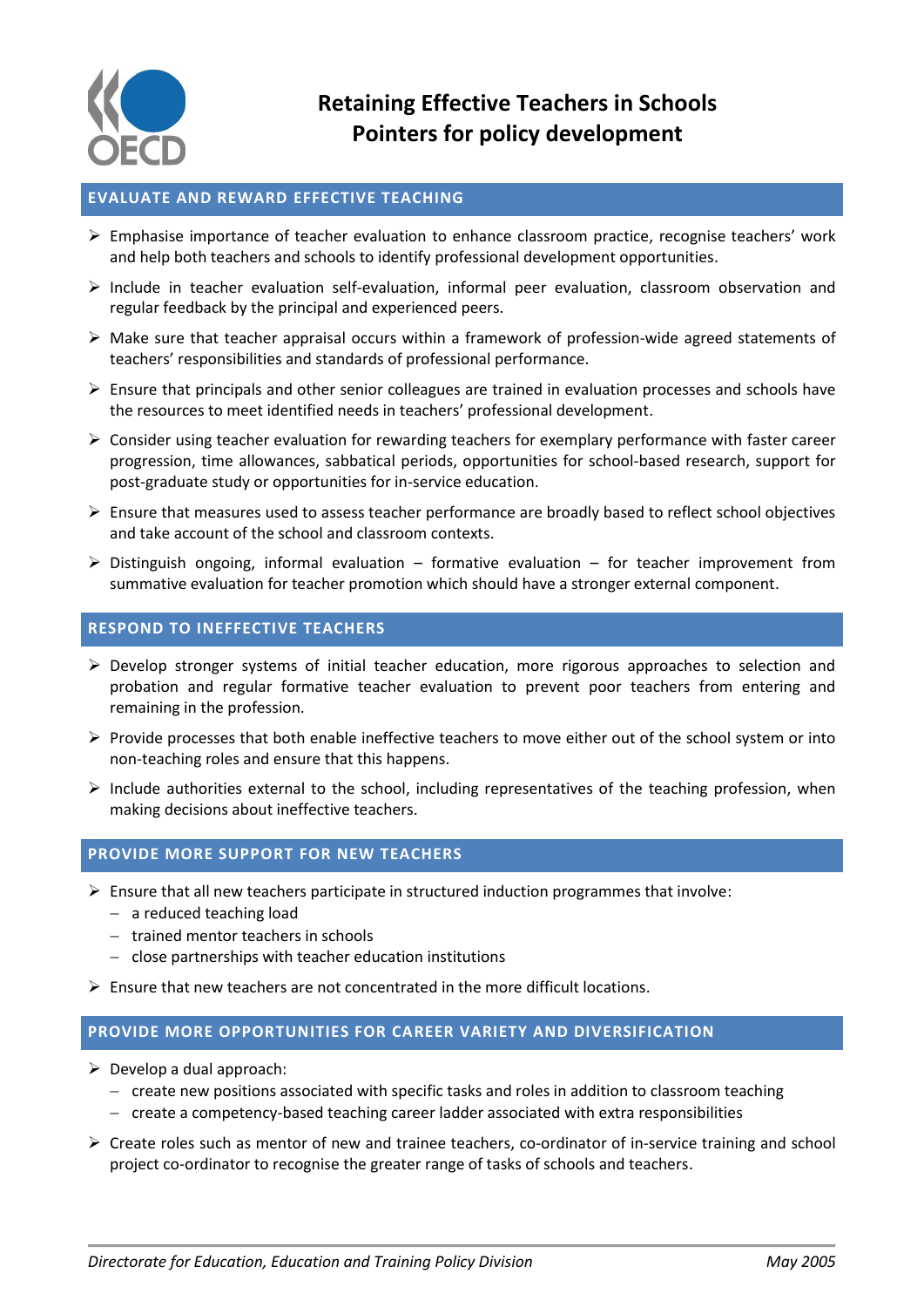# Retaining Effective Teachers in Schools
# Pointers for policy development

## EVALUATE AND REWARD EFFECTIVE TEACHING

- Emphasise importance of teacher evaluation to enhance classroom practice, recognise teachers' work and help both teachers and schools to identify professional development opportunities.
- Include in teacher evaluation self-evaluation, informal peer evaluation, classroom observation and regular feedback by the principal and experienced peers.
- Make sure that teacher appraisal occurs within a framework of profession-wide agreed statements of teachers' responsibilities and standards of professional performance.
- Ensure that principals and other senior colleagues are trained in evaluation processes and schools have the resources to meet identified needs in teachers' professional development.
- Consider using teacher evaluation for rewarding teachers for exemplary performance with faster career progression, time allowances, sabbatical periods, opportunities for school-based research, support for post-graduate study or opportunities for in-service education.
- Ensure that measures used to assess teacher performance are broadly based to reflect school objectives and take account of the school and classroom contexts.
- Distinguish ongoing, informal evaluation – formative evaluation – for teacher improvement from summative evaluation for teacher promotion which should have a stronger external component.

## RESPOND TO INEFFECTIVE TEACHERS

- Develop stronger systems of initial teacher education, more rigorous approaches to selection and probation and regular formative teacher evaluation to prevent poor teachers from entering and remaining in the profession.
- Provide processes that both enable ineffective teachers to move either out of the school system or into non-teaching roles and ensure that this happens.
- Include authorities external to the school, including representatives of the teaching profession, when making decisions about ineffective teachers.

## PROVIDE MORE SUPPORT FOR NEW TEACHERS

- Ensure that all new teachers participate in structured induction programmes that involve:
  - a reduced teaching load
  - trained mentor teachers in schools
  - close partnerships with teacher education institutions
- Ensure that new teachers are not concentrated in the more difficult locations.

## PROVIDE MORE OPPORTUNITIES FOR CAREER VARIETY AND DIVERSIFICATION

- Develop a dual approach:
  - create new positions associated with specific tasks and roles in addition to classroom teaching
  - create a competency-based teaching career ladder associated with extra responsibilities
- Create roles such as mentor of new and trainee teachers, co-ordinator of in-service training and school project co-ordinator to recognise the greater range of tasks of schools and teachers.

*Directorate for Education, Education and Training Policy Division* *May 2005*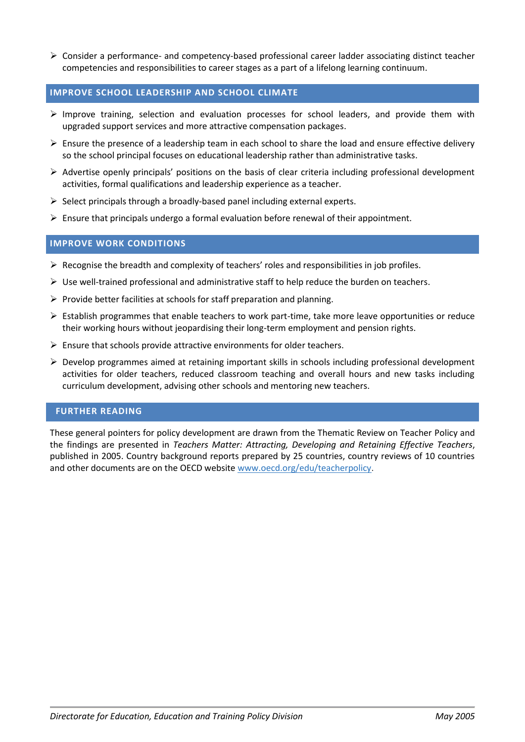- Consider a performance- and competency-based professional career ladder associating distinct teacher competencies and responsibilities to career stages as a part of a lifelong learning continuum.

## IMPROVE SCHOOL LEADERSHIP AND SCHOOL CLIMATE

- Improve training, selection and evaluation processes for school leaders, and provide them with upgraded support services and more attractive compensation packages.
- Ensure the presence of a leadership team in each school to share the load and ensure effective delivery so the school principal focuses on educational leadership rather than administrative tasks.
- Advertise openly principals' positions on the basis of clear criteria including professional development activities, formal qualifications and leadership experience as a teacher.
- Select principals through a broadly-based panel including external experts.
- Ensure that principals undergo a formal evaluation before renewal of their appointment.

## IMPROVE WORK CONDITIONS

- Recognise the breadth and complexity of teachers' roles and responsibilities in job profiles.
- Use well-trained professional and administrative staff to help reduce the burden on teachers.
- Provide better facilities at schools for staff preparation and planning.
- Establish programmes that enable teachers to work part-time, take more leave opportunities or reduce their working hours without jeopardising their long-term employment and pension rights.
- Ensure that schools provide attractive environments for older teachers.
- Develop programmes aimed at retaining important skills in schools including professional development activities for older teachers, reduced classroom teaching and overall hours and new tasks including curriculum development, advising other schools and mentoring new teachers.

## FURTHER READING

These general pointers for policy development are drawn from the Thematic Review on Teacher Policy and the findings are presented in *Teachers Matter: Attracting, Developing and Retaining Effective Teachers*, published in 2005. Country background reports prepared by 25 countries, country reviews of 10 countries and other documents are on the OECD website [www.oecd.org/edu/teacherpolicy](http://www.oecd.org/edu/teacherpolicy).

*Directorate for Education, Education and Training Policy Division* *May 2005*